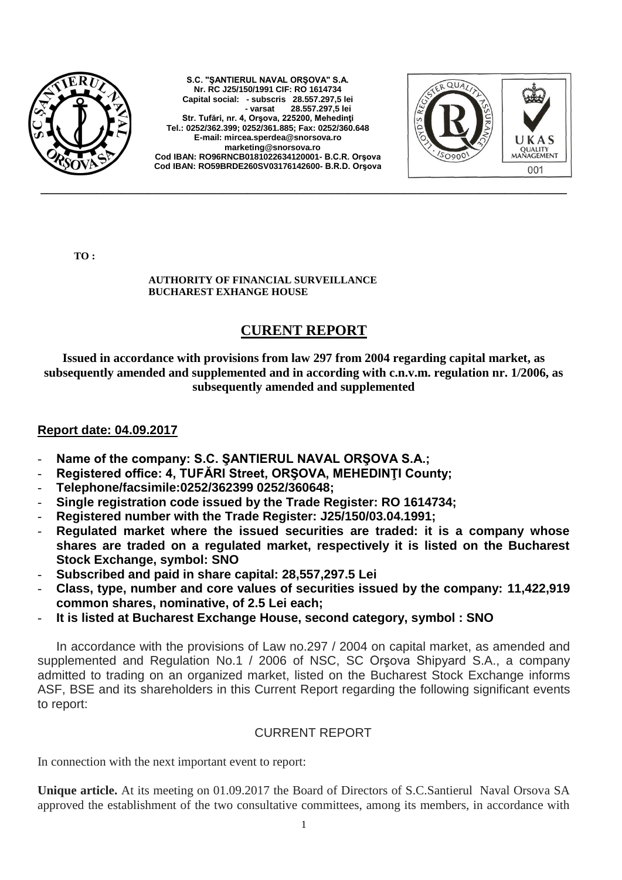S.C. "ŞANTIERUL NAVAL ORŞOVA" S.A.
Nr. RC J25/150/1991 CIF: RO 1614734
Capital social: - subscris 28.557.297,5 lei
- varsat 28.557.297,5 lei
Str. Tufări, nr. 4, Orşova, 225200, Mehedinţi
Tel.: 0252/362.399; 0252/361.885; Fax: 0252/360.648
E-mail: mircea.sperdea@snorsova.ro
marketing@snorsova.ro
Cod IBAN: RO96RNCB0181022634120001- B.C.R. Orşova
Cod IBAN: RO59BRDE260SV03176142600- B.R.D. Orşova

**TO :**

**AUTHORITY OF FINANCIAL SURVEILLANCE**
**BUCHAREST EXHANGE HOUSE**

# CURENT REPORT

**Issued in accordance with provisions from law 297 from 2004 regarding capital market, as subsequently amended and supplemented and in according with c.n.v.m. regulation nr. 1/2006, as subsequently amended and supplemented**

**Report date: 04.09.2017**

- **Name of the company: S.C. ŞANTIERUL NAVAL ORŞOVA S.A.;**
- **Registered office: 4, TUFĂRI Street, ORŞOVA, MEHEDINŢI County;**
- **Telephone/facsimile:0252/362399 0252/360648;**
- **Single registration code issued by the Trade Register: RO 1614734;**
- **Registered number with the Trade Register: J25/150/03.04.1991;**
- **Regulated market where the issued securities are traded: it is a company whose shares are traded on a regulated market, respectively it is listed on the Bucharest Stock Exchange, symbol: SNO**
- **Subscribed and paid in share capital: 28,557,297.5 Lei**
- **Class, type, number and core values of securities issued by the company: 11,422,919 common shares, nominative, of 2.5 Lei each;**
- **It is listed at Bucharest Exchange House, second category, symbol : SNO**

In accordance with the provisions of Law no.297 / 2004 on capital market, as amended and supplemented and Regulation No.1 / 2006 of NSC, SC Orşova Shipyard S.A., a company admitted to trading on an organized market, listed on the Bucharest Stock Exchange informs ASF, BSE and its shareholders in this Current Report regarding the following significant events to report:

CURRENT REPORT

In connection with the next important event to report:

**Unique article.** At its meeting on 01.09.2017 the Board of Directors of S.C.Santierul Naval Orsova SA approved the establishment of the two consultative committees, among its members, in accordance with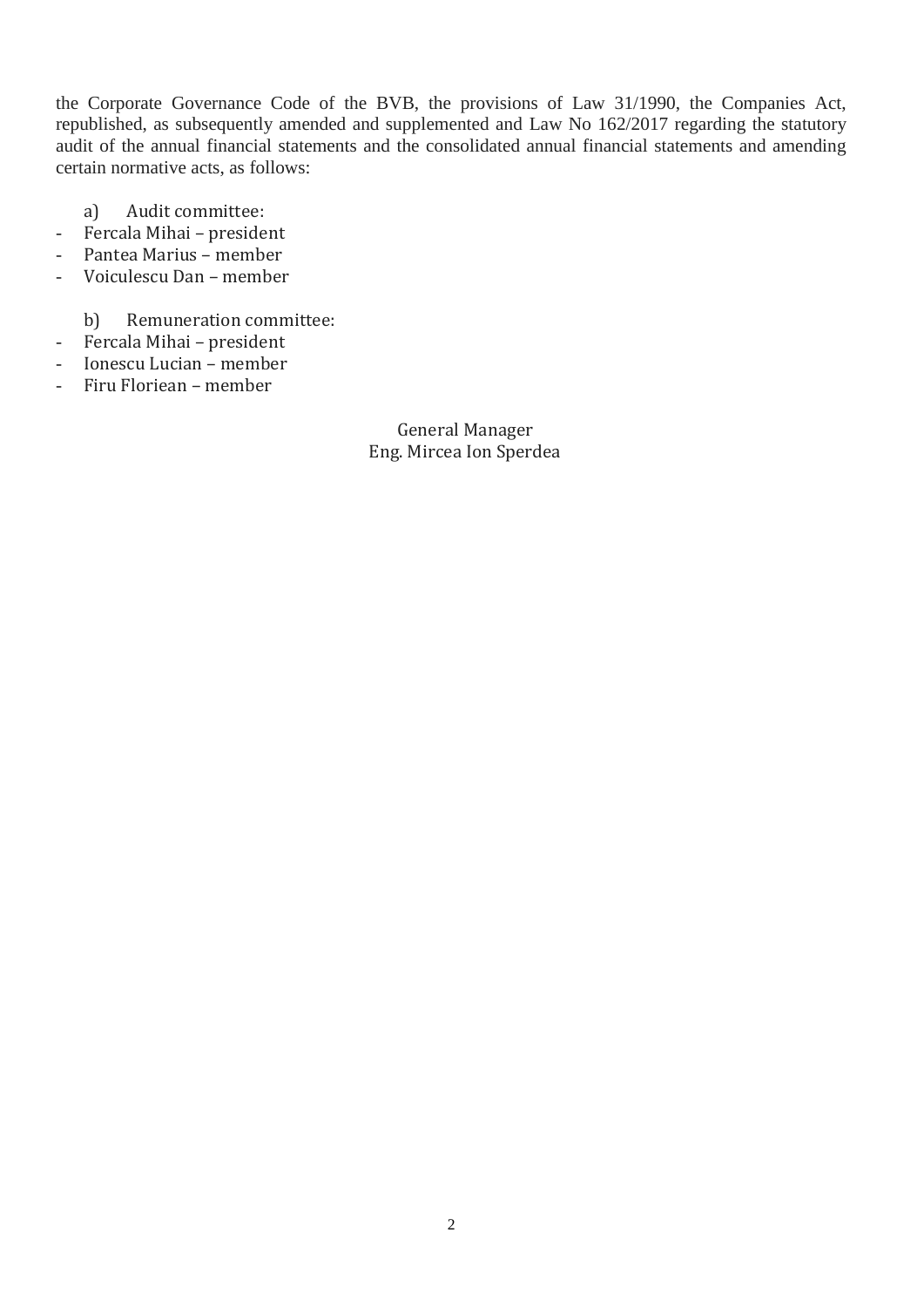the Corporate Governance Code of the BVB, the provisions of Law 31/1990, the Companies Act, republished, as subsequently amended and supplemented and Law No 162/2017 regarding the statutory audit of the annual financial statements and the consolidated annual financial statements and amending certain normative acts, as follows:

a) Audit committee:
- Fercala Mihai – president
- Pantea Marius – member
- Voiculescu Dan – member

b) Remuneration committee:
- Fercala Mihai – president
- Ionescu Lucian – member
- Firu Floriean – member

General Manager
Eng. Mircea Ion Sperdea